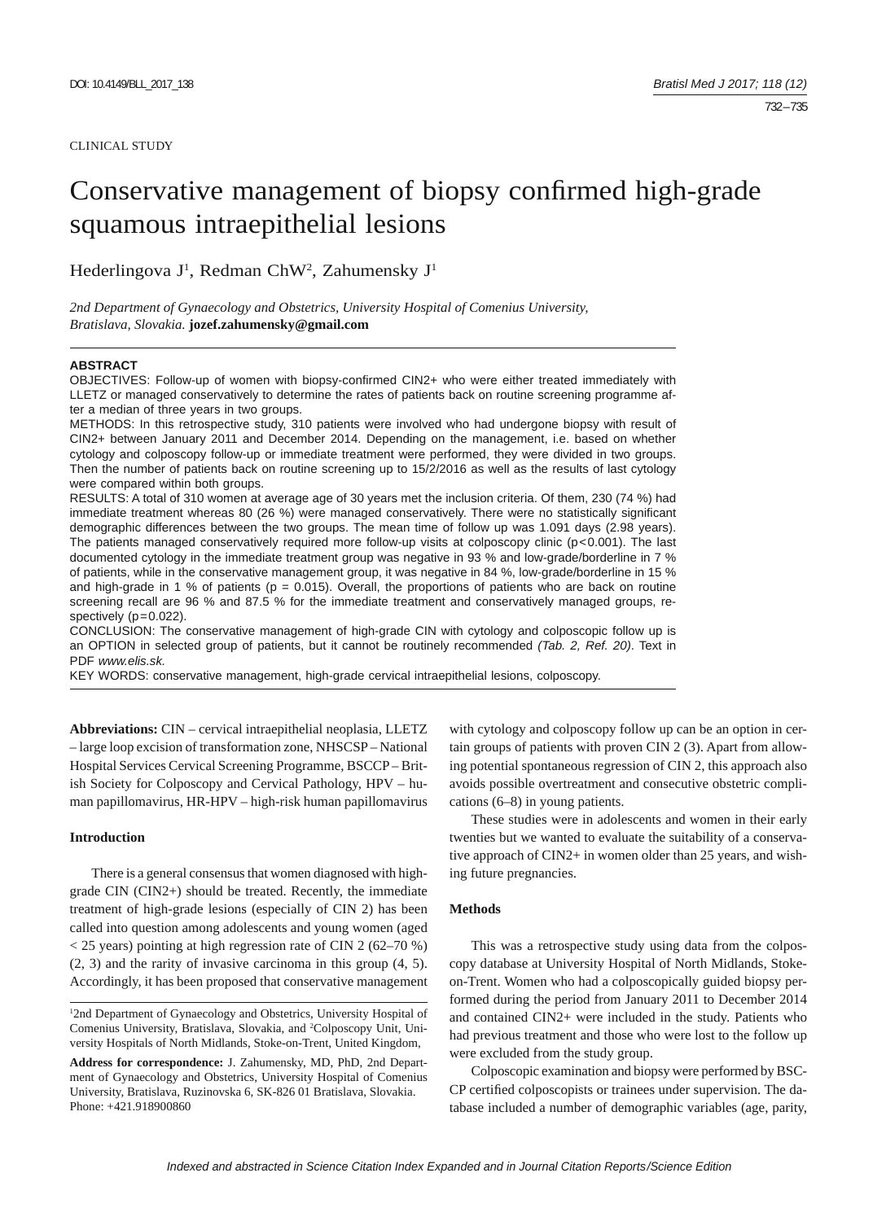CLINICAL STUDY

# Conservative management of biopsy confirmed high-grade squamous intraepithelial lesions

Hederlingova J[1], Redman ChW[2], Zahumensky J[1]

*2nd Department of Gynaecology and Obstetrics, University Hospital of Comenius University, Bratislava, Slovakia.* **jozef.zahumensky@gmail.com**

**ABSTRACT**

OBJECTIVES: Follow-up of women with biopsy-confirmed CIN2+ who were either treated immediately with LLETZ or managed conservatively to determine the rates of patients back on routine screening programme after a median of three years in two groups.

METHODS: In this retrospective study, 310 patients were involved who had undergone biopsy with result of CIN2+ between January 2011 and December 2014. Depending on the management, i.e. based on whether cytology and colposcopy follow-up or immediate treatment were performed, they were divided in two groups. Then the number of patients back on routine screening up to 15/2/2016 as well as the results of last cytology were compared within both groups.

RESULTS: A total of 310 women at average age of 30 years met the inclusion criteria. Of them, 230 (74 %) had immediate treatment whereas 80 (26 %) were managed conservatively. There were no statistically significant demographic differences between the two groups. The mean time of follow up was 1.091 days (2.98 years). The patients managed conservatively required more follow-up visits at colposcopy clinic ($p<0.001$). The last documented cytology in the immediate treatment group was negative in 93 % and low-grade/borderline in 7 % of patients, while in the conservative management group, it was negative in 84 %, low-grade/borderline in 15 % and high-grade in 1 % of patients ($p = 0.015$). Overall, the proportions of patients who are back on routine screening recall are 96 % and 87.5 % for the immediate treatment and conservatively managed groups, respectively ($p=0.022$).

CONCLUSION: The conservative management of high-grade CIN with cytology and colposcopic follow up is an OPTION in selected group of patients, but it cannot be routinely recommended *(Tab. 2, Ref. 20)*. Text in PDF *www.elis.sk.*

KEY WORDS: conservative management, high-grade cervical intraepithelial lesions, colposcopy.

**Abbreviations:** CIN – cervical intraepithelial neoplasia, LLETZ – large loop excision of transformation zone, NHSCSP – National Hospital Services Cervical Screening Programme, BSCCP – British Society for Colposcopy and Cervical Pathology, HPV – human papillomavirus, HR-HPV – high-risk human papillomavirus

## Introduction

There is a general consensus that women diagnosed with high-grade CIN (CIN2+) should be treated. Recently, the immediate treatment of high-grade lesions (especially of CIN 2) has been called into question among adolescents and young women (aged < 25 years) pointing at high regression rate of CIN 2 (62–70 %) (2, 3) and the rarity of invasive carcinoma in this group (4, 5). Accordingly, it has been proposed that conservative management with cytology and colposcopy follow up can be an option in certain groups of patients with proven CIN 2 (3). Apart from allowing potential spontaneous regression of CIN 2, this approach also avoids possible overtreatment and consecutive obstetric complications (6–8) in young patients.

These studies were in adolescents and women in their early twenties but we wanted to evaluate the suitability of a conservative approach of CIN2+ in women older than 25 years, and wishing future pregnancies.

## Methods

This was a retrospective study using data from the colposcopy database at University Hospital of North Midlands, Stoke-on-Trent. Women who had a colposcopically guided biopsy performed during the period from January 2011 to December 2014 and contained CIN2+ were included in the study. Patients who had previous treatment and those who were lost to the follow up were excluded from the study group.

Colposcopic examination and biopsy were performed by BSCCP certified colposcopists or trainees under supervision. The database included a number of demographic variables (age, parity,

[1]2nd Department of Gynaecology and Obstetrics, University Hospital of Comenius University, Bratislava, Slovakia, and [2]Colposcopy Unit, University Hospitals of North Midlands, Stoke-on-Trent, United Kingdom,

**Address for correspondence:** J. Zahumensky, MD, PhD, 2nd Department of Gynaecology and Obstetrics, University Hospital of Comenius University, Bratislava, Ruzinovska 6, SK-826 01 Bratislava, Slovakia. Phone: +421.918900860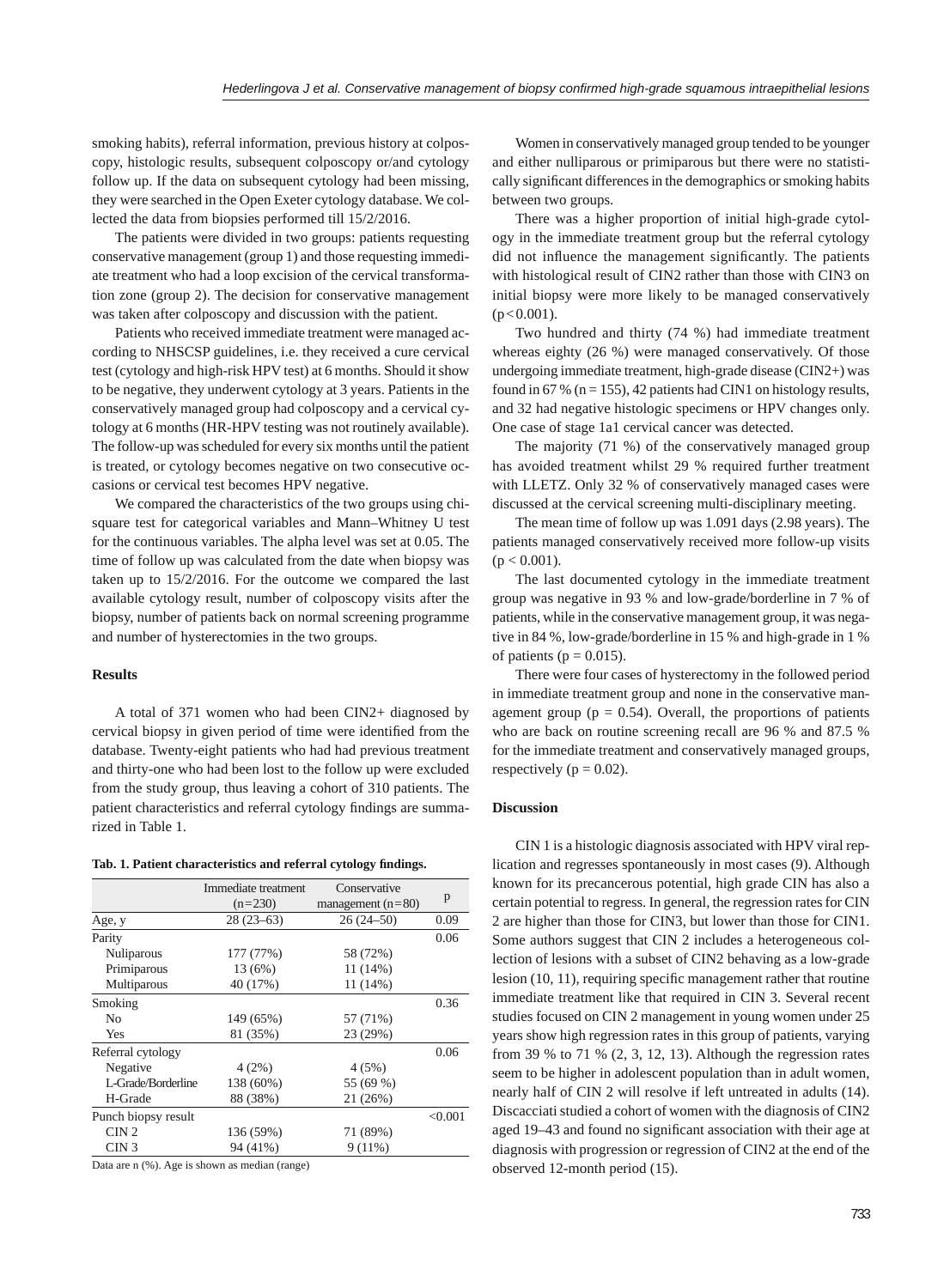smoking habits), referral information, previous history at colposcopy, histologic results, subsequent colposcopy or/and cytology follow up. If the data on subsequent cytology had been missing, they were searched in the Open Exeter cytology database. We collected the data from biopsies performed till 15/2/2016.

The patients were divided in two groups: patients requesting conservative management (group 1) and those requesting immediate treatment who had a loop excision of the cervical transformation zone (group 2). The decision for conservative management was taken after colposcopy and discussion with the patient.

Patients who received immediate treatment were managed according to NHSCSP guidelines, i.e. they received a cure cervical test (cytology and high-risk HPV test) at 6 months. Should it show to be negative, they underwent cytology at 3 years. Patients in the conservatively managed group had colposcopy and a cervical cytology at 6 months (HR-HPV testing was not routinely available). The follow-up was scheduled for every six months until the patient is treated, or cytology becomes negative on two consecutive occasions or cervical test becomes HPV negative.

We compared the characteristics of the two groups using chi-square test for categorical variables and Mann–Whitney U test for the continuous variables. The alpha level was set at 0.05. The time of follow up was calculated from the date when biopsy was taken up to 15/2/2016. For the outcome we compared the last available cytology result, number of colposcopy visits after the biopsy, number of patients back on normal screening programme and number of hysterectomies in the two groups.

### Results

A total of 371 women who had been CIN2+ diagnosed by cervical biopsy in given period of time were identified from the database. Twenty-eight patients who had had previous treatment and thirty-one who had been lost to the follow up were excluded from the study group, thus leaving a cohort of 310 patients. The patient characteristics and referral cytology findings are summarized in Table 1.

**Tab. 1. Patient characteristics and referral cytology findings.**

| | Immediate treatment (n=230) | Conservative management (n=80) | p |
|---|---|---|---|
| Age, y | 28 (23–63) | 26 (24–50) | 0.09 |
| Parity | | | 0.06 |
| Nuliparous | 177 (77%) | 58 (72%) | |
| Primiparous | 13 (6%) | 11 (14%) | |
| Multiparous | 40 (17%) | 11 (14%) | |
| Smoking | | | 0.36 |
| No | 149 (65%) | 57 (71%) | |
| Yes | 81 (35%) | 23 (29%) | |
| Referral cytology | | | 0.06 |
| Negative | 4 (2%) | 4 (5%) | |
| L-Grade/Borderline | 138 (60%) | 55 (69 %) | |
| H-Grade | 88 (38%) | 21 (26%) | |
| Punch biopsy result | | | <0.001 |
| CIN 2 | 136 (59%) | 71 (89%) | |
| CIN 3 | 94 (41%) | 9 (11%) | |

Data are n (%). Age is shown as median (range)

Women in conservatively managed group tended to be younger and either nulliparous or primiparous but there were no statistically significant differences in the demographics or smoking habits between two groups.

There was a higher proportion of initial high-grade cytology in the immediate treatment group but the referral cytology did not influence the management significantly. The patients with histological result of CIN2 rather than those with CIN3 on initial biopsy were more likely to be managed conservatively ($p<0.001$).

Two hundred and thirty (74 %) had immediate treatment whereas eighty (26 %) were managed conservatively. Of those undergoing immediate treatment, high-grade disease (CIN2+) was found in 67 % ($n = 155$), 42 patients had CIN1 on histology results, and 32 had negative histologic specimens or HPV changes only. One case of stage 1a1 cervical cancer was detected.

The majority (71 %) of the conservatively managed group has avoided treatment whilst 29 % required further treatment with LLETZ. Only 32 % of conservatively managed cases were discussed at the cervical screening multi-disciplinary meeting.

The mean time of follow up was 1.091 days (2.98 years). The patients managed conservatively received more follow-up visits ($p < 0.001$).

The last documented cytology in the immediate treatment group was negative in 93 % and low-grade/borderline in 7 % of patients, while in the conservative management group, it was negative in 84 %, low-grade/borderline in 15 % and high-grade in 1 % of patients ($p = 0.015$).

There were four cases of hysterectomy in the followed period in immediate treatment group and none in the conservative management group ($p = 0.54$). Overall, the proportions of patients who are back on routine screening recall are 96 % and 87.5 % for the immediate treatment and conservatively managed groups, respectively ($p = 0.02$).

### Discussion

CIN 1 is a histologic diagnosis associated with HPV viral replication and regresses spontaneously in most cases (9). Although known for its precancerous potential, high grade CIN has also a certain potential to regress. In general, the regression rates for CIN 2 are higher than those for CIN3, but lower than those for CIN1. Some authors suggest that CIN 2 includes a heterogeneous collection of lesions with a subset of CIN2 behaving as a low-grade lesion (10, 11), requiring specific management rather that routine immediate treatment like that required in CIN 3. Several recent studies focused on CIN 2 management in young women under 25 years show high regression rates in this group of patients, varying from 39 % to 71 % (2, 3, 12, 13). Although the regression rates seem to be higher in adolescent population than in adult women, nearly half of CIN 2 will resolve if left untreated in adults (14). Discacciati studied a cohort of women with the diagnosis of CIN2 aged 19–43 and found no significant association with their age at diagnosis with progression or regression of CIN2 at the end of the observed 12-month period (15).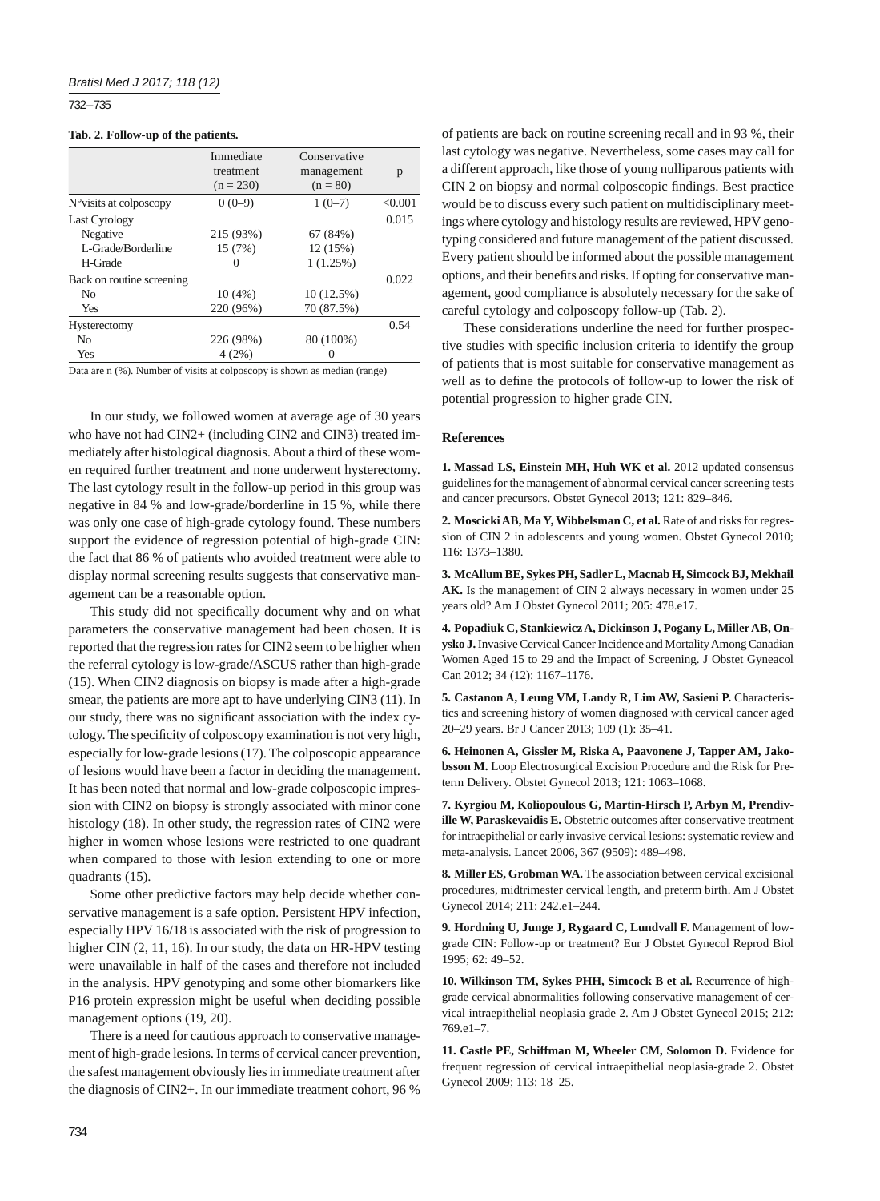**Tab. 2. Follow-up of the patients.**

| | Immediate treatment (n = 230) | Conservative management (n = 80) | p |
|---|---|---|---|
| N°visits at colposcopy | 0 (0–9) | 1 (0–7) | <0.001 |
| Last Cytology | | | 0.015 |
| Negative | 215 (93%) | 67 (84%) | |
| L-Grade/Borderline | 15 (7%) | 12 (15%) | |
| H-Grade | 0 | 1 (1.25%) | |
| Back on routine screening | | | 0.022 |
| No | 10 (4%) | 10 (12.5%) | |
| Yes | 220 (96%) | 70 (87.5%) | |
| Hysterectomy | | | 0.54 |
| No | 226 (98%) | 80 (100%) | |
| Yes | 4 (2%) | 0 | |

Data are n (%). Number of visits at colposcopy is shown as median (range)

In our study, we followed women at average age of 30 years who have not had CIN2+ (including CIN2 and CIN3) treated immediately after histological diagnosis. About a third of these women required further treatment and none underwent hysterectomy. The last cytology result in the follow-up period in this group was negative in 84 % and low-grade/borderline in 15 %, while there was only one case of high-grade cytology found. These numbers support the evidence of regression potential of high-grade CIN: the fact that 86 % of patients who avoided treatment were able to display normal screening results suggests that conservative management can be a reasonable option.

This study did not specifically document why and on what parameters the conservative management had been chosen. It is reported that the regression rates for CIN2 seem to be higher when the referral cytology is low-grade/ASCUS rather than high-grade (15). When CIN2 diagnosis on biopsy is made after a high-grade smear, the patients are more apt to have underlying CIN3 (11). In our study, there was no significant association with the index cytology. The specificity of colposcopy examination is not very high, especially for low-grade lesions (17). The colposcopic appearance of lesions would have been a factor in deciding the management. It has been noted that normal and low-grade colposcopic impression with CIN2 on biopsy is strongly associated with minor cone histology (18). In other study, the regression rates of CIN2 were higher in women whose lesions were restricted to one quadrant when compared to those with lesion extending to one or more quadrants (15).

Some other predictive factors may help decide whether conservative management is a safe option. Persistent HPV infection, especially HPV 16/18 is associated with the risk of progression to higher CIN (2, 11, 16). In our study, the data on HR-HPV testing were unavailable in half of the cases and therefore not included in the analysis. HPV genotyping and some other biomarkers like P16 protein expression might be useful when deciding possible management options (19, 20).

There is a need for cautious approach to conservative management of high-grade lesions. In terms of cervical cancer prevention, the safest management obviously lies in immediate treatment after the diagnosis of CIN2+. In our immediate treatment cohort, 96 % of patients are back on routine screening recall and in 93 %, their last cytology was negative. Nevertheless, some cases may call for a different approach, like those of young nulliparous patients with CIN 2 on biopsy and normal colposcopic findings. Best practice would be to discuss every such patient on multidisciplinary meetings where cytology and histology results are reviewed, HPV genotyping considered and future management of the patient discussed. Every patient should be informed about the possible management options, and their benefits and risks. If opting for conservative management, good compliance is absolutely necessary for the sake of careful cytology and colposcopy follow-up (Tab. 2).

These considerations underline the need for further prospective studies with specific inclusion criteria to identify the group of patients that is most suitable for conservative management as well as to define the protocols of follow-up to lower the risk of potential progression to higher grade CIN.

## References

**1. Massad LS, Einstein MH, Huh WK et al.** 2012 updated consensus guidelines for the management of abnormal cervical cancer screening tests and cancer precursors. Obstet Gynecol 2013; 121: 829–846.

**2. Moscicki AB, Ma Y, Wibbelsman C, et al.** Rate of and risks for regression of CIN 2 in adolescents and young women. Obstet Gynecol 2010; 116: 1373–1380.

**3. McAllum BE, Sykes PH, Sadler L, Macnab H, Simcock BJ, Mekhail AK.** Is the management of CIN 2 always necessary in women under 25 years old? Am J Obstet Gynecol 2011; 205: 478.e17.

**4. Popadiuk C, Stankiewicz A, Dickinson J, Pogany L, Miller AB, Onysko J.** Invasive Cervical Cancer Incidence and Mortality Among Canadian Women Aged 15 to 29 and the Impact of Screening. J Obstet Gyneacol Can 2012; 34 (12): 1167–1176.

**5. Castanon A, Leung VM, Landy R, Lim AW, Sasieni P.** Characteristics and screening history of women diagnosed with cervical cancer aged 20–29 years. Br J Cancer 2013; 109 (1): 35–41.

**6. Heinonen A, Gissler M, Riska A, Paavonene J, Tapper AM, Jakobsson M.** Loop Electrosurgical Excision Procedure and the Risk for Preterm Delivery. Obstet Gynecol 2013; 121: 1063–1068.

**7. Kyrgiou M, Koliopoulous G, Martin-Hirsch P, Arbyn M, Prendiville W, Paraskevaidis E.** Obstetric outcomes after conservative treatment for intraepithelial or early invasive cervical lesions: systematic review and meta-analysis. Lancet 2006, 367 (9509): 489–498.

**8. Miller ES, Grobman WA.** The association between cervical excisional procedures, midtrimester cervical length, and preterm birth. Am J Obstet Gynecol 2014; 211: 242.e1–244.

**9. Hordning U, Junge J, Rygaard C, Lundvall F.** Management of low-grade CIN: Follow-up or treatment? Eur J Obstet Gynecol Reprod Biol 1995; 62: 49–52.

**10. Wilkinson TM, Sykes PHH, Simcock B et al.** Recurrence of high-grade cervical abnormalities following conservative management of cervical intraepithelial neoplasia grade 2. Am J Obstet Gynecol 2015; 212: 769.e1–7.

**11. Castle PE, Schiffman M, Wheeler CM, Solomon D.** Evidence for frequent regression of cervical intraepithelial neoplasia-grade 2. Obstet Gynecol 2009; 113: 18–25.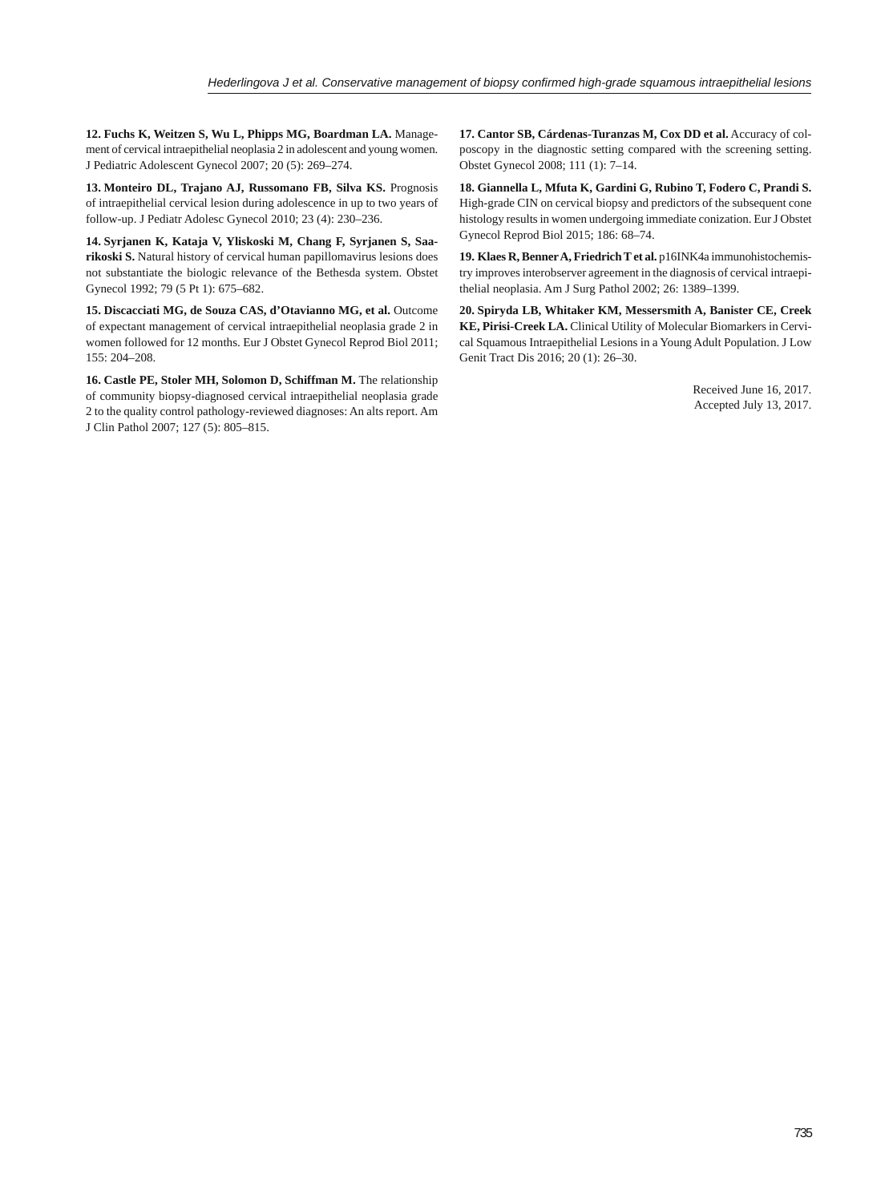**12. Fuchs K, Weitzen S, Wu L, Phipps MG, Boardman LA.** Management of cervical intraepithelial neoplasia 2 in adolescent and young women. J Pediatric Adolescent Gynecol 2007; 20 (5): 269–274.

**13. Monteiro DL, Trajano AJ, Russomano FB, Silva KS.** Prognosis of intraepithelial cervical lesion during adolescence in up to two years of follow-up. J Pediatr Adolesc Gynecol 2010; 23 (4): 230–236.

**14. Syrjanen K, Kataja V, Yliskoski M, Chang F, Syrjanen S, Saarikoski S.** Natural history of cervical human papillomavirus lesions does not substantiate the biologic relevance of the Bethesda system. Obstet Gynecol 1992; 79 (5 Pt 1): 675–682.

**15. Discacciati MG, de Souza CAS, d'Otavianno MG, et al.** Outcome of expectant management of cervical intraepithelial neoplasia grade 2 in women followed for 12 months. Eur J Obstet Gynecol Reprod Biol 2011; 155: 204–208.

**16. Castle PE, Stoler MH, Solomon D, Schiffman M.** The relationship of community biopsy-diagnosed cervical intraepithelial neoplasia grade 2 to the quality control pathology-reviewed diagnoses: An alts report. Am J Clin Pathol 2007; 127 (5): 805–815.

**17. Cantor SB, Cárdenas-Turanzas M, Cox DD et al.** Accuracy of colposcopy in the diagnostic setting compared with the screening setting. Obstet Gynecol 2008; 111 (1): 7–14.

**18. Giannella L, Mfuta K, Gardini G, Rubino T, Fodero C, Prandi S.** High-grade CIN on cervical biopsy and predictors of the subsequent cone histology results in women undergoing immediate conization. Eur J Obstet Gynecol Reprod Biol 2015; 186: 68–74.

**19. Klaes R, Benner A, Friedrich T et al.** p16INK4a immunohistochemistry improves interobserver agreement in the diagnosis of cervical intraepithelial neoplasia. Am J Surg Pathol 2002; 26: 1389–1399.

**20. Spiryda LB, Whitaker KM, Messersmith A, Banister CE, Creek KE, Pirisi-Creek LA.** Clinical Utility of Molecular Biomarkers in Cervical Squamous Intraepithelial Lesions in a Young Adult Population. J Low Genit Tract Dis 2016; 20 (1): 26–30.

Received June 16, 2017.
Accepted July 13, 2017.